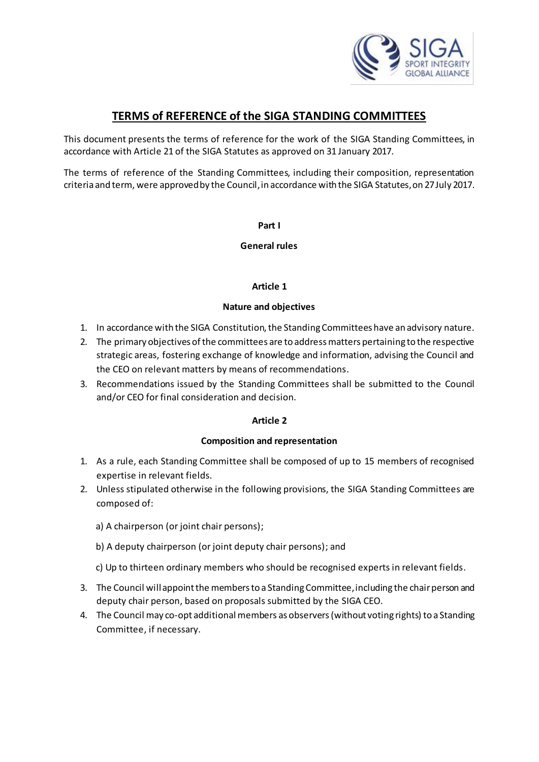# TERMS of REFERENCE of the SIGA STANDING COMMITTEES

This document presents the terms of reference for the work of the SIGA Standing Committees, in accordance with Article 21 of the SIGA Statutes as approved on 31 January 2017.

The terms of reference of the Standing Committees, including their composition, representation criteria and term, were approved by the Council, in accordance with the SIGA Statutes, on 27 July 2017.

## Part I

## General rules

### Article 1

### Nature and objectives

1. In accordance with the SIGA Constitution, the Standing Committees have an advisory nature.
2. The primary objectives of the committees are to address matters pertaining to the respective strategic areas, fostering exchange of knowledge and information, advising the Council and the CEO on relevant matters by means of recommendations.
3. Recommendations issued by the Standing Committees shall be submitted to the Council and/or CEO for final consideration and decision.

### Article 2

### Composition and representation

1. As a rule, each Standing Committee shall be composed of up to 15 members of recognised expertise in relevant fields.
2. Unless stipulated otherwise in the following provisions, the SIGA Standing Committees are composed of:

   a) A chairperson (or joint chair persons);

   b) A deputy chairperson (or joint deputy chair persons); and

   c) Up to thirteen ordinary members who should be recognised experts in relevant fields.

3. The Council will appoint the members to a Standing Committee, including the chair person and deputy chair person, based on proposals submitted by the SIGA CEO.
4. The Council may co-opt additional members as observers (without voting rights) to a Standing Committee, if necessary.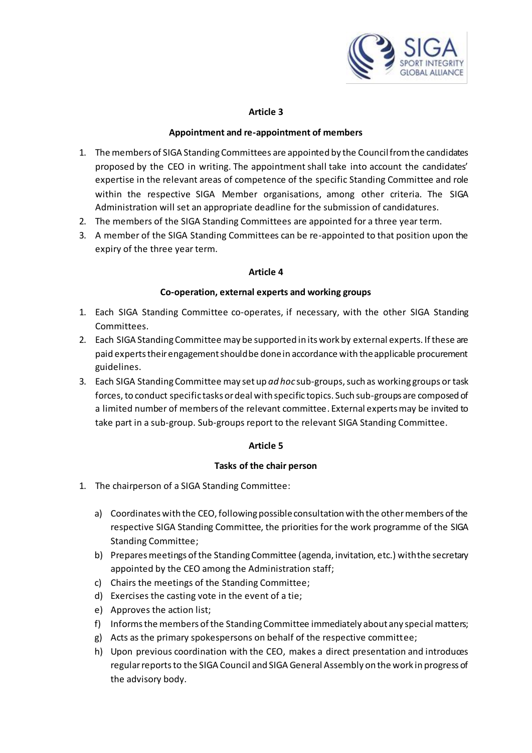## Article 3

### Appointment and re-appointment of members

1. The members of SIGA Standing Committees are appointed by the Council from the candidates proposed by the CEO in writing. The appointment shall take into account the candidates' expertise in the relevant areas of competence of the specific Standing Committee and role within the respective SIGA Member organisations, among other criteria. The SIGA Administration will set an appropriate deadline for the submission of candidatures.
2. The members of the SIGA Standing Committees are appointed for a three year term.
3. A member of the SIGA Standing Committees can be re-appointed to that position upon the expiry of the three year term.

## Article 4

### Co-operation, external experts and working groups

1. Each SIGA Standing Committee co-operates, if necessary, with the other SIGA Standing Committees.
2. Each SIGA Standing Committee may be supported in its work by external experts. If these are paid experts their engagement should be done in accordance with the applicable procurement guidelines.
3. Each SIGA Standing Committee may set up *ad hoc* sub-groups, such as working groups or task forces, to conduct specific tasks or deal with specific topics. Such sub-groups are composed of a limited number of members of the relevant committee. External experts may be invited to take part in a sub-group. Sub-groups report to the relevant SIGA Standing Committee.

## Article 5

### Tasks of the chair person

1. The chairperson of a SIGA Standing Committee:

   a) Coordinates with the CEO, following possible consultation with the other members of the respective SIGA Standing Committee, the priorities for the work programme of the SIGA Standing Committee;
   b) Prepares meetings of the Standing Committee (agenda, invitation, etc.) with the secretary appointed by the CEO among the Administration staff;
   c) Chairs the meetings of the Standing Committee;
   d) Exercises the casting vote in the event of a tie;
   e) Approves the action list;
   f) Informs the members of the Standing Committee immediately about any special matters;
   g) Acts as the primary spokespersons on behalf of the respective committee;
   h) Upon previous coordination with the CEO, makes a direct presentation and introduces regular reports to the SIGA Council and SIGA General Assembly on the work in progress of the advisory body.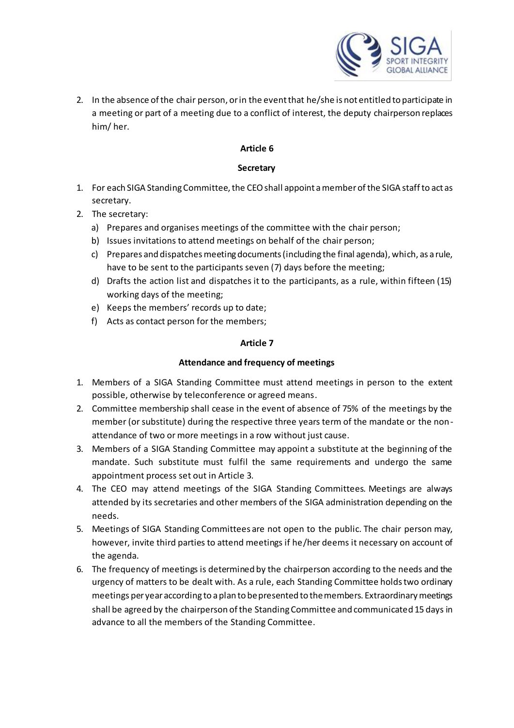2. In the absence of the chair person, or in the event that he/she is not entitled to participate in a meeting or part of a meeting due to a conflict of interest, the deputy chairperson replaces him/ her.

**Article 6**

**Secretary**

1. For each SIGA Standing Committee, the CEO shall appoint a member of the SIGA staff to act as secretary.
2. The secretary:
   a) Prepares and organises meetings of the committee with the chair person;
   b) Issues invitations to attend meetings on behalf of the chair person;
   c) Prepares and dispatches meeting documents (including the final agenda), which, as a rule, have to be sent to the participants seven (7) days before the meeting;
   d) Drafts the action list and dispatches it to the participants, as a rule, within fifteen (15) working days of the meeting;
   e) Keeps the members' records up to date;
   f) Acts as contact person for the members;

**Article 7**

**Attendance and frequency of meetings**

1. Members of a SIGA Standing Committee must attend meetings in person to the extent possible, otherwise by teleconference or agreed means.
2. Committee membership shall cease in the event of absence of 75% of the meetings by the member (or substitute) during the respective three years term of the mandate or the non-attendance of two or more meetings in a row without just cause.
3. Members of a SIGA Standing Committee may appoint a substitute at the beginning of the mandate. Such substitute must fulfil the same requirements and undergo the same appointment process set out in Article 3.
4. The CEO may attend meetings of the SIGA Standing Committees. Meetings are always attended by its secretaries and other members of the SIGA administration depending on the needs.
5. Meetings of SIGA Standing Committees are not open to the public. The chair person may, however, invite third parties to attend meetings if he/her deems it necessary on account of the agenda.
6. The frequency of meetings is determined by the chairperson according to the needs and the urgency of matters to be dealt with. As a rule, each Standing Committee holds two ordinary meetings per year according to a plan to be presented to the members. Extraordinary meetings shall be agreed by the chairperson of the Standing Committee and communicated 15 days in advance to all the members of the Standing Committee.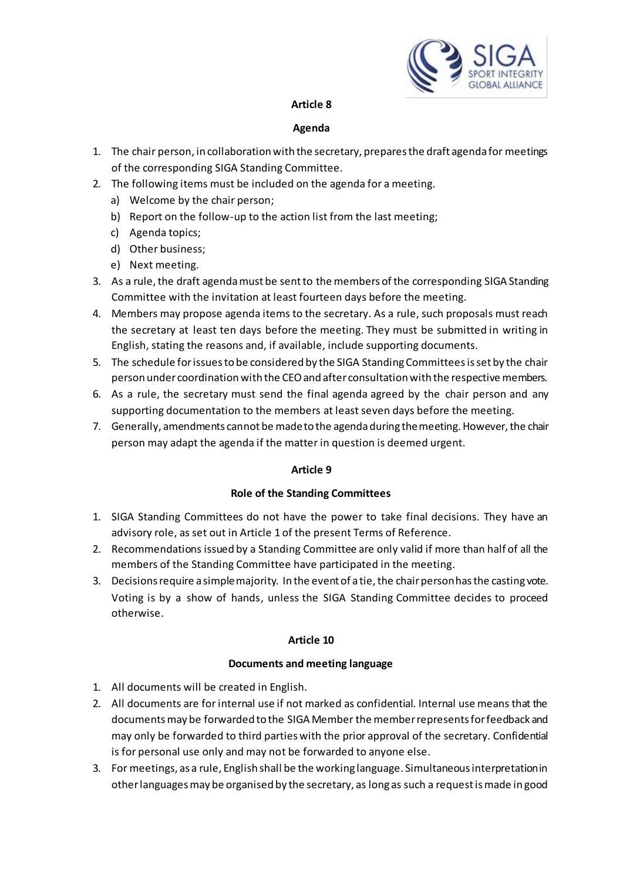## Article 8

### Agenda

1. The chair person, in collaboration with the secretary, prepares the draft agenda for meetings of the corresponding SIGA Standing Committee.
2. The following items must be included on the agenda for a meeting.
   a) Welcome by the chair person;
   b) Report on the follow-up to the action list from the last meeting;
   c) Agenda topics;
   d) Other business;
   e) Next meeting.
3. As a rule, the draft agenda must be sent to the members of the corresponding SIGA Standing Committee with the invitation at least fourteen days before the meeting.
4. Members may propose agenda items to the secretary. As a rule, such proposals must reach the secretary at least ten days before the meeting. They must be submitted in writing in English, stating the reasons and, if available, include supporting documents.
5. The schedule for issues to be considered by the SIGA Standing Committees is set by the chair person under coordination with the CEO and after consultation with the respective members.
6. As a rule, the secretary must send the final agenda agreed by the chair person and any supporting documentation to the members at least seven days before the meeting.
7. Generally, amendments cannot be made to the agenda during the meeting. However, the chair person may adapt the agenda if the matter in question is deemed urgent.

## Article 9

### Role of the Standing Committees

1. SIGA Standing Committees do not have the power to take final decisions. They have an advisory role, as set out in Article 1 of the present Terms of Reference.
2. Recommendations issued by a Standing Committee are only valid if more than half of all the members of the Standing Committee have participated in the meeting.
3. Decisions require a simple majority. In the event of a tie, the chair person has the casting vote. Voting is by a show of hands, unless the SIGA Standing Committee decides to proceed otherwise.

## Article 10

### Documents and meeting language

1. All documents will be created in English.
2. All documents are for internal use if not marked as confidential. Internal use means that the documents may be forwarded to the SIGA Member the member represents for feedback and may only be forwarded to third parties with the prior approval of the secretary. Confidential is for personal use only and may not be forwarded to anyone else.
3. For meetings, as a rule, English shall be the working language. Simultaneous interpretation in other languages may be organised by the secretary, as long as such a request is made in good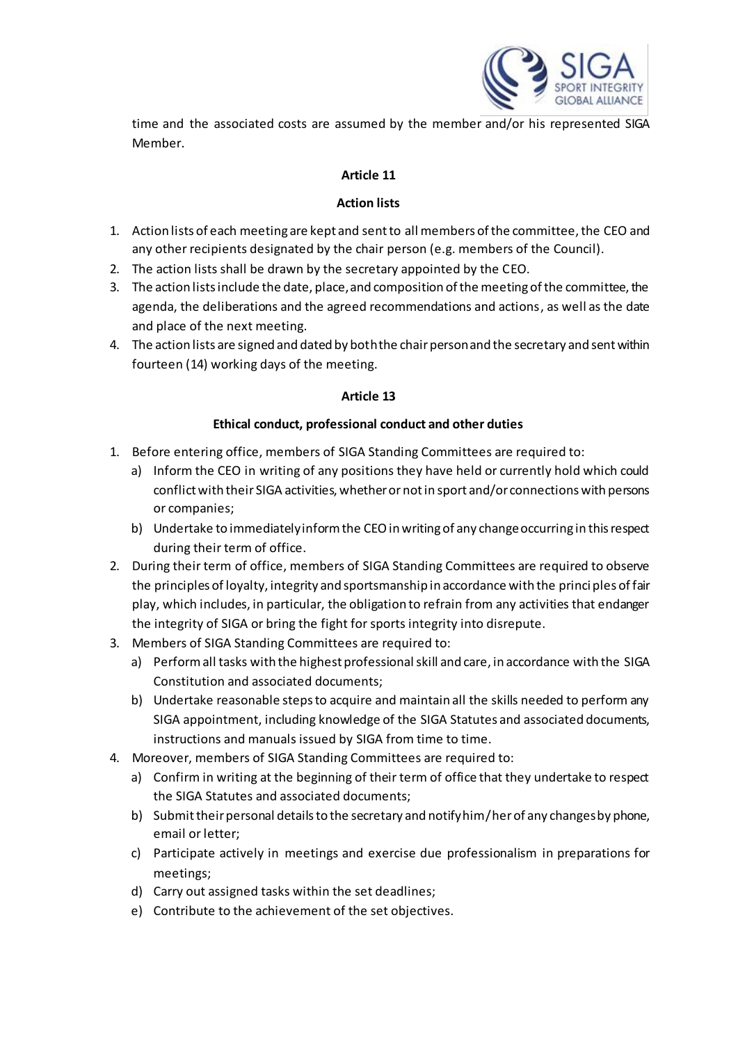time and the associated costs are assumed by the member and/or his represented SIGA Member.

## Article 11

### Action lists

1. Action lists of each meeting are kept and sent to all members of the committee, the CEO and any other recipients designated by the chair person (e.g. members of the Council).
2. The action lists shall be drawn by the secretary appointed by the CEO.
3. The action lists include the date, place, and composition of the meeting of the committee, the agenda, the deliberations and the agreed recommendations and actions, as well as the date and place of the next meeting.
4. The action lists are signed and dated by both the chair person and the secretary and sent within fourteen (14) working days of the meeting.

## Article 13

### Ethical conduct, professional conduct and other duties

1. Before entering office, members of SIGA Standing Committees are required to:
   a) Inform the CEO in writing of any positions they have held or currently hold which could conflict with their SIGA activities, whether or not in sport and/or connections with persons or companies;
   b) Undertake to immediately inform the CEO in writing of any change occurring in this respect during their term of office.
2. During their term of office, members of SIGA Standing Committees are required to observe the principles of loyalty, integrity and sportsmanship in accordance with the principles of fair play, which includes, in particular, the obligation to refrain from any activities that endanger the integrity of SIGA or bring the fight for sports integrity into disrepute.
3. Members of SIGA Standing Committees are required to:
   a) Perform all tasks with the highest professional skill and care, in accordance with the SIGA Constitution and associated documents;
   b) Undertake reasonable steps to acquire and maintain all the skills needed to perform any SIGA appointment, including knowledge of the SIGA Statutes and associated documents, instructions and manuals issued by SIGA from time to time.
4. Moreover, members of SIGA Standing Committees are required to:
   a) Confirm in writing at the beginning of their term of office that they undertake to respect the SIGA Statutes and associated documents;
   b) Submit their personal details to the secretary and notify him/her of any changes by phone, email or letter;
   c) Participate actively in meetings and exercise due professionalism in preparations for meetings;
   d) Carry out assigned tasks within the set deadlines;
   e) Contribute to the achievement of the set objectives.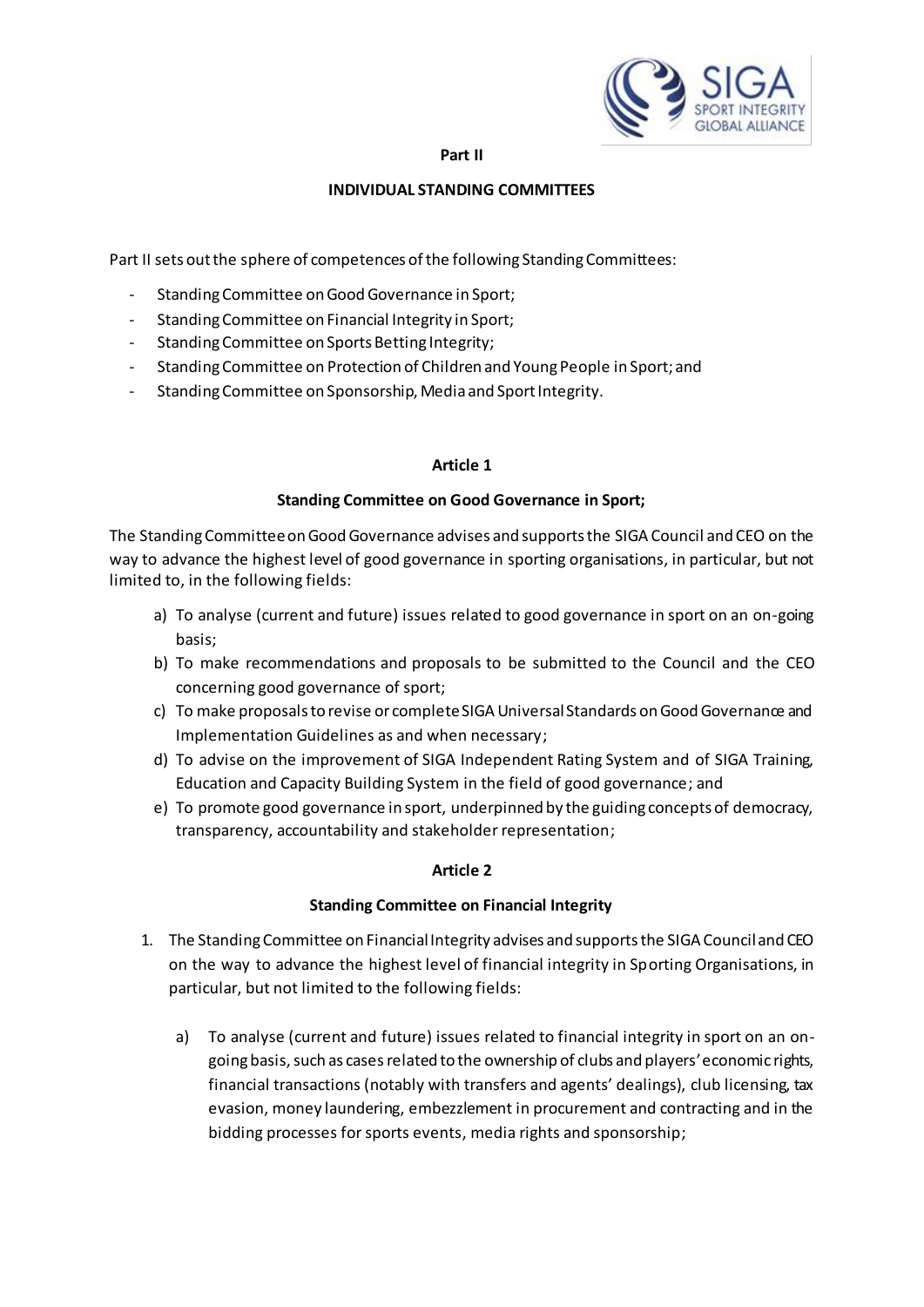**Part II**

**INDIVIDUAL STANDING COMMITTEES**

Part II sets out the sphere of competences of the following Standing Committees:

- Standing Committee on Good Governance in Sport;
- Standing Committee on Financial Integrity in Sport;
- Standing Committee on Sports Betting Integrity;
- Standing Committee on Protection of Children and Young People in Sport; and
- Standing Committee on Sponsorship, Media and Sport Integrity.

**Article 1**

**Standing Committee on Good Governance in Sport;**

The Standing Committee on Good Governance advises and supports the SIGA Council and CEO on the way to advance the highest level of good governance in sporting organisations, in particular, but not limited to, in the following fields:

a) To analyse (current and future) issues related to good governance in sport on an on-going basis;
b) To make recommendations and proposals to be submitted to the Council and the CEO concerning good governance of sport;
c) To make proposals to revise or complete SIGA Universal Standards on Good Governance and Implementation Guidelines as and when necessary;
d) To advise on the improvement of SIGA Independent Rating System and of SIGA Training, Education and Capacity Building System in the field of good governance; and
e) To promote good governance in sport, underpinned by the guiding concepts of democracy, transparency, accountability and stakeholder representation;

**Article 2**

**Standing Committee on Financial Integrity**

1. The Standing Committee on Financial Integrity advises and supports the SIGA Council and CEO on the way to advance the highest level of financial integrity in Sporting Organisations, in particular, but not limited to the following fields:

   a) To analyse (current and future) issues related to financial integrity in sport on an on-going basis, such as cases related to the ownership of clubs and players' economic rights, financial transactions (notably with transfers and agents' dealings), club licensing, tax evasion, money laundering, embezzlement in procurement and contracting and in the bidding processes for sports events, media rights and sponsorship;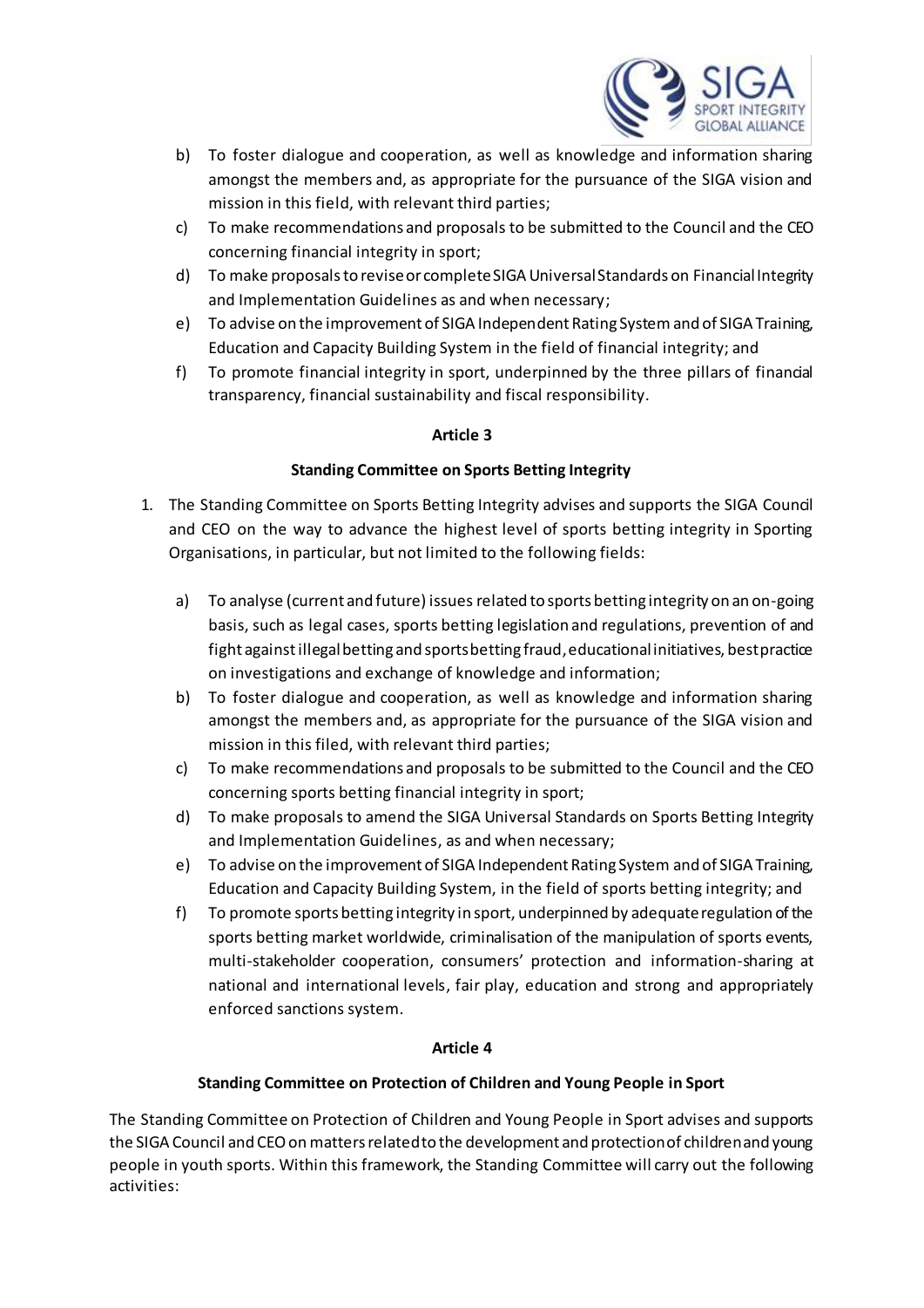b) To foster dialogue and cooperation, as well as knowledge and information sharing amongst the members and, as appropriate for the pursuance of the SIGA vision and mission in this field, with relevant third parties;

c) To make recommendations and proposals to be submitted to the Council and the CEO concerning financial integrity in sport;

d) To make proposals to revise or complete SIGA Universal Standards on Financial Integrity and Implementation Guidelines as and when necessary;

e) To advise on the improvement of SIGA Independent Rating System and of SIGA Training, Education and Capacity Building System in the field of financial integrity; and

f) To promote financial integrity in sport, underpinned by the three pillars of financial transparency, financial sustainability and fiscal responsibility.

**Article 3**

**Standing Committee on Sports Betting Integrity**

1. The Standing Committee on Sports Betting Integrity advises and supports the SIGA Council and CEO on the way to advance the highest level of sports betting integrity in Sporting Organisations, in particular, but not limited to the following fields:

   a) To analyse (current and future) issues related to sports betting integrity on an on-going basis, such as legal cases, sports betting legislation and regulations, prevention of and fight against illegal betting and sports betting fraud, educational initiatives, best practice on investigations and exchange of knowledge and information;

   b) To foster dialogue and cooperation, as well as knowledge and information sharing amongst the members and, as appropriate for the pursuance of the SIGA vision and mission in this filed, with relevant third parties;

   c) To make recommendations and proposals to be submitted to the Council and the CEO concerning sports betting financial integrity in sport;

   d) To make proposals to amend the SIGA Universal Standards on Sports Betting Integrity and Implementation Guidelines, as and when necessary;

   e) To advise on the improvement of SIGA Independent Rating System and of SIGA Training, Education and Capacity Building System, in the field of sports betting integrity; and

   f) To promote sports betting integrity in sport, underpinned by adequate regulation of the sports betting market worldwide, criminalisation of the manipulation of sports events, multi-stakeholder cooperation, consumers' protection and information-sharing at national and international levels, fair play, education and strong and appropriately enforced sanctions system.

**Article 4**

**Standing Committee on Protection of Children and Young People in Sport**

The Standing Committee on Protection of Children and Young People in Sport advises and supports the SIGA Council and CEO on matters related to the development and protection of children and young people in youth sports. Within this framework, the Standing Committee will carry out the following activities: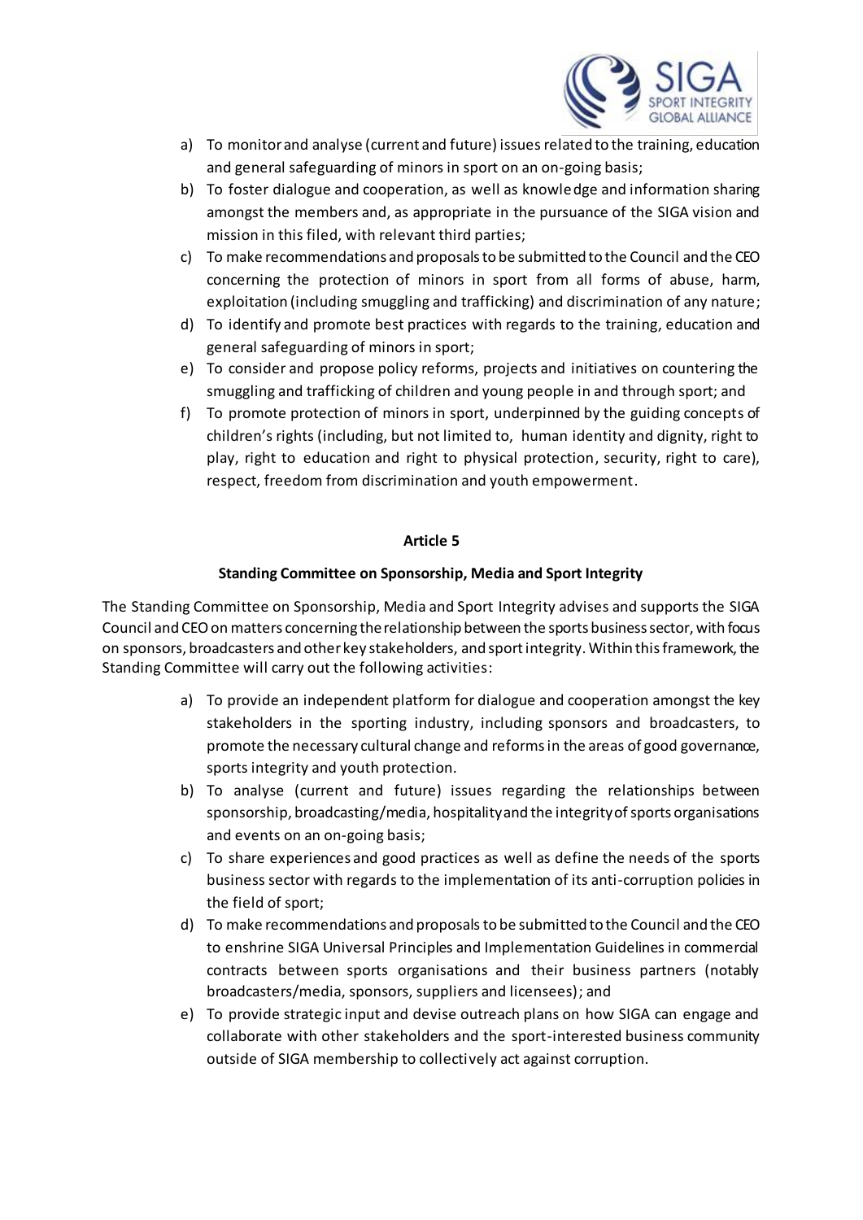a) To monitor and analyse (current and future) issues related to the training, education and general safeguarding of minors in sport on an on-going basis;
b) To foster dialogue and cooperation, as well as knowledge and information sharing amongst the members and, as appropriate in the pursuance of the SIGA vision and mission in this filed, with relevant third parties;
c) To make recommendations and proposals to be submitted to the Council and the CEO concerning the protection of minors in sport from all forms of abuse, harm, exploitation (including smuggling and trafficking) and discrimination of any nature;
d) To identify and promote best practices with regards to the training, education and general safeguarding of minors in sport;
e) To consider and propose policy reforms, projects and initiatives on countering the smuggling and trafficking of children and young people in and through sport; and
f) To promote protection of minors in sport, underpinned by the guiding concepts of children's rights (including, but not limited to, human identity and dignity, right to play, right to education and right to physical protection, security, right to care), respect, freedom from discrimination and youth empowerment.

**Article 5**

**Standing Committee on Sponsorship, Media and Sport Integrity**

The Standing Committee on Sponsorship, Media and Sport Integrity advises and supports the SIGA Council and CEO on matters concerning the relationship between the sports business sector, with focus on sponsors, broadcasters and other key stakeholders, and sport integrity. Within this framework, the Standing Committee will carry out the following activities:

a) To provide an independent platform for dialogue and cooperation amongst the key stakeholders in the sporting industry, including sponsors and broadcasters, to promote the necessary cultural change and reforms in the areas of good governance, sports integrity and youth protection.
b) To analyse (current and future) issues regarding the relationships between sponsorship, broadcasting/media, hospitality and the integrity of sports organisations and events on an on-going basis;
c) To share experiences and good practices as well as define the needs of the sports business sector with regards to the implementation of its anti-corruption policies in the field of sport;
d) To make recommendations and proposals to be submitted to the Council and the CEO to enshrine SIGA Universal Principles and Implementation Guidelines in commercial contracts between sports organisations and their business partners (notably broadcasters/media, sponsors, suppliers and licensees); and
e) To provide strategic input and devise outreach plans on how SIGA can engage and collaborate with other stakeholders and the sport-interested business community outside of SIGA membership to collectively act against corruption.